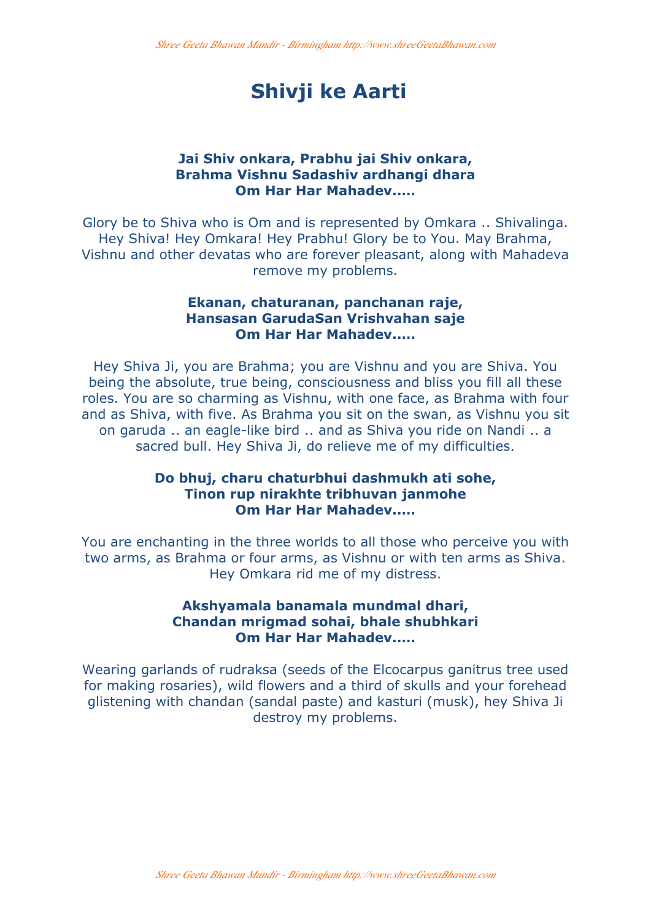# Shivji ke Aarti

**Jai Shiv onkara, Prabhu jai Shiv onkara,**
**Brahma Vishnu Sadashiv ardhangi dhara**
**Om Har Har Mahadev.....**

Glory be to Shiva who is Om and is represented by Omkara .. Shivalinga. Hey Shiva! Hey Omkara! Hey Prabhu! Glory be to You. May Brahma, Vishnu and other devatas who are forever pleasant, along with Mahadeva remove my problems.

**Ekanan, chaturanan, panchanan raje,**
**Hansasan GarudaSan Vrishvahan saje**
**Om Har Har Mahadev.....**

Hey Shiva Ji, you are Brahma; you are Vishnu and you are Shiva. You being the absolute, true being, consciousness and bliss you fill all these roles. You are so charming as Vishnu, with one face, as Brahma with four and as Shiva, with five. As Brahma you sit on the swan, as Vishnu you sit on garuda .. an eagle-like bird .. and as Shiva you ride on Nandi .. a sacred bull. Hey Shiva Ji, do relieve me of my difficulties.

**Do bhuj, charu chaturbhui dashmukh ati sohe,**
**Tinon rup nirakhte tribhuvan janmohe**
**Om Har Har Mahadev.....**

You are enchanting in the three worlds to all those who perceive you with two arms, as Brahma or four arms, as Vishnu or with ten arms as Shiva. Hey Omkara rid me of my distress.

**Akshyamala banamala mundmal dhari,**
**Chandan mrigmad sohai, bhale shubhkari**
**Om Har Har Mahadev.....**

Wearing garlands of rudraksa (seeds of the Elcocarpus ganitrus tree used for making rosaries), wild flowers and a third of skulls and your forehead glistening with chandan (sandal paste) and kasturi (musk), hey Shiva Ji destroy my problems.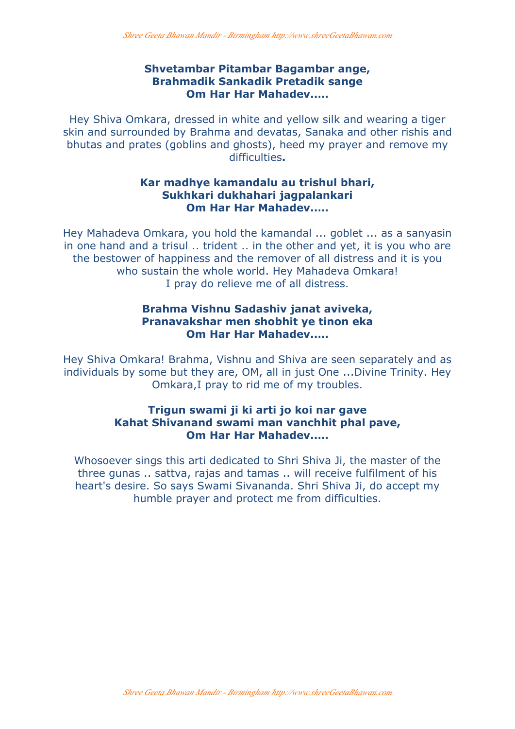**Shvetambar Pitambar Bagambar ange,**
**Brahmadik Sankadik Pretadik sange**
**Om Har Har Mahadev.....**

Hey Shiva Omkara, dressed in white and yellow silk and wearing a tiger skin and surrounded by Brahma and devatas, Sanaka and other rishis and bhutas and prates (goblins and ghosts), heed my prayer and remove my difficulties**.**

**Kar madhye kamandalu au trishul bhari,**
**Sukhkari dukhahari jagpalankari**
**Om Har Har Mahadev.....**

Hey Mahadeva Omkara, you hold the kamandal ... goblet ... as a sanyasin in one hand and a trisul .. trident .. in the other and yet, it is you who are the bestower of happiness and the remover of all distress and it is you who sustain the whole world. Hey Mahadeva Omkara!
I pray do relieve me of all distress.

**Brahma Vishnu Sadashiv janat aviveka,**
**Pranavakshar men shobhit ye tinon eka**
**Om Har Har Mahadev.....**

Hey Shiva Omkara! Brahma, Vishnu and Shiva are seen separately and as individuals by some but they are, OM, all in just One ...Divine Trinity. Hey Omkara,I pray to rid me of my troubles.

**Trigun swami ji ki arti jo koi nar gave**
**Kahat Shivanand swami man vanchhit phal pave,**
**Om Har Har Mahadev.....**

Whosoever sings this arti dedicated to Shri Shiva Ji, the master of the three gunas .. sattva, rajas and tamas .. will receive fulfilment of his heart's desire. So says Swami Sivananda. Shri Shiva Ji, do accept my humble prayer and protect me from difficulties.